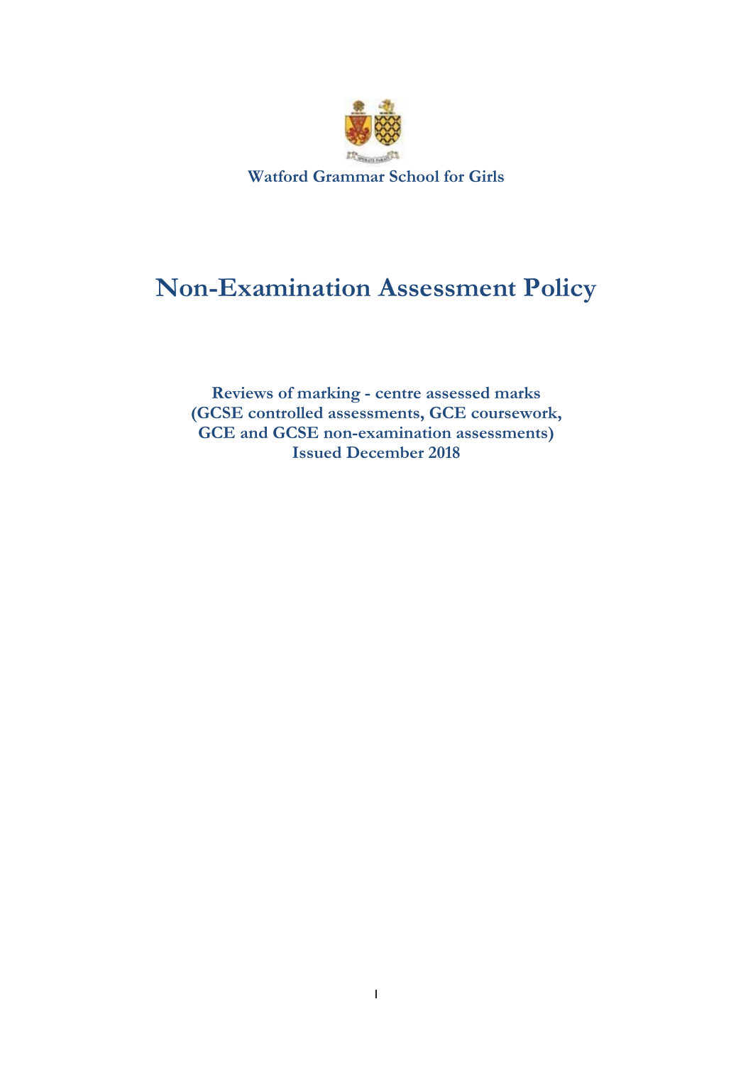Watford Grammar School for Girls

# Non-Examination Assessment Policy

**Reviews of marking - centre assessed marks (GCSE controlled assessments, GCE coursework, GCE and GCSE non-examination assessments) Issued December 2018**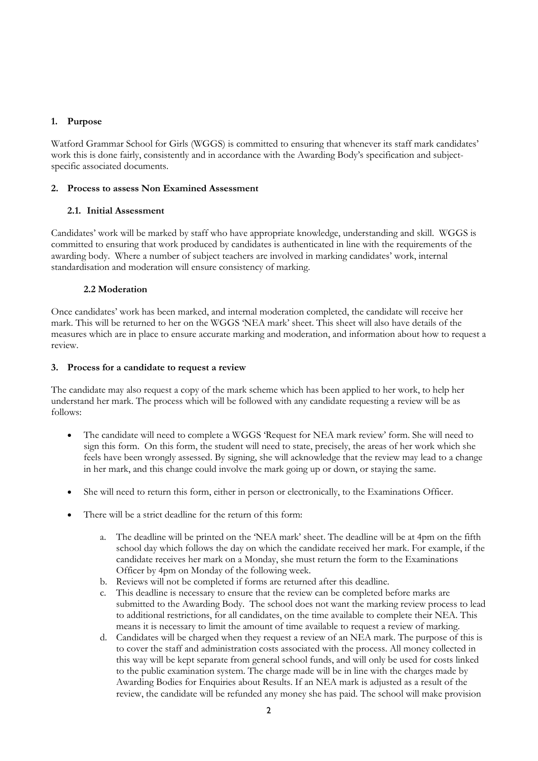## 1. Purpose

Watford Grammar School for Girls (WGGS) is committed to ensuring that whenever its staff mark candidates' work this is done fairly, consistently and in accordance with the Awarding Body's specification and subject-specific associated documents.

## 2. Process to assess Non Examined Assessment

### 2.1. Initial Assessment

Candidates' work will be marked by staff who have appropriate knowledge, understanding and skill. WGGS is committed to ensuring that work produced by candidates is authenticated in line with the requirements of the awarding body. Where a number of subject teachers are involved in marking candidates' work, internal standardisation and moderation will ensure consistency of marking.

### 2.2 Moderation

Once candidates' work has been marked, and internal moderation completed, the candidate will receive her mark. This will be returned to her on the WGGS 'NEA mark' sheet. This sheet will also have details of the measures which are in place to ensure accurate marking and moderation, and information about how to request a review.

## 3. Process for a candidate to request a review

The candidate may also request a copy of the mark scheme which has been applied to her work, to help her understand her mark. The process which will be followed with any candidate requesting a review will be as follows:

- The candidate will need to complete a WGGS 'Request for NEA mark review' form. She will need to sign this form. On this form, the student will need to state, precisely, the areas of her work which she feels have been wrongly assessed. By signing, she will acknowledge that the review may lead to a change in her mark, and this change could involve the mark going up or down, or staying the same.
- She will need to return this form, either in person or electronically, to the Examinations Officer.
- There will be a strict deadline for the return of this form:
    a. The deadline will be printed on the 'NEA mark' sheet. The deadline will be at 4pm on the fifth school day which follows the day on which the candidate received her mark. For example, if the candidate receives her mark on a Monday, she must return the form to the Examinations Officer by 4pm on Monday of the following week.
    b. Reviews will not be completed if forms are returned after this deadline.
    c. This deadline is necessary to ensure that the review can be completed before marks are submitted to the Awarding Body. The school does not want the marking review process to lead to additional restrictions, for all candidates, on the time available to complete their NEA. This means it is necessary to limit the amount of time available to request a review of marking.
    d. Candidates will be charged when they request a review of an NEA mark. The purpose of this is to cover the staff and administration costs associated with the process. All money collected in this way will be kept separate from general school funds, and will only be used for costs linked to the public examination system. The charge made will be in line with the charges made by Awarding Bodies for Enquiries about Results. If an NEA mark is adjusted as a result of the review, the candidate will be refunded any money she has paid. The school will make provision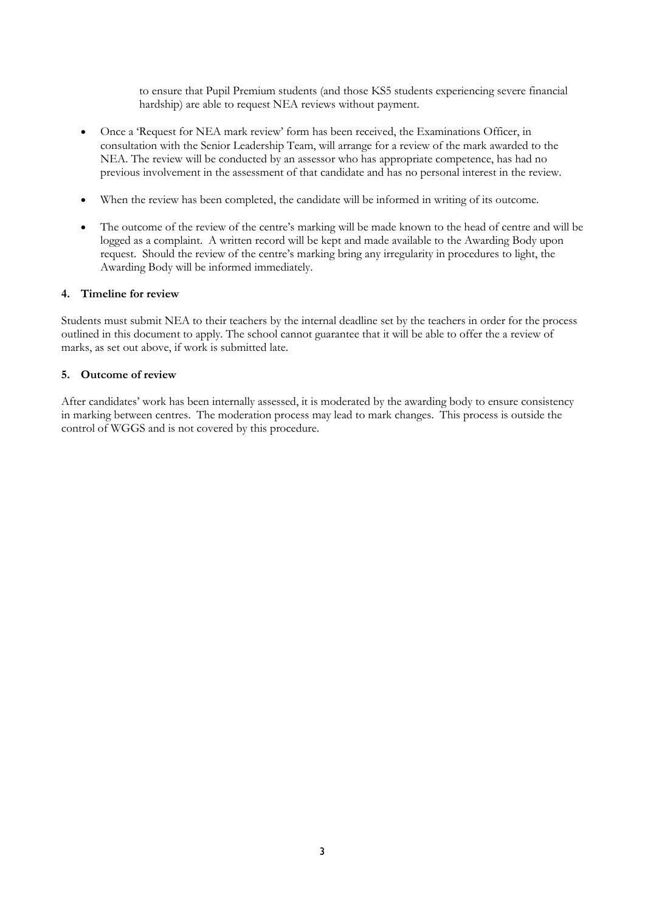to ensure that Pupil Premium students (and those KS5 students experiencing severe financial hardship) are able to request NEA reviews without payment.

- Once a 'Request for NEA mark review' form has been received, the Examinations Officer, in consultation with the Senior Leadership Team, will arrange for a review of the mark awarded to the NEA. The review will be conducted by an assessor who has appropriate competence, has had no previous involvement in the assessment of that candidate and has no personal interest in the review.
- When the review has been completed, the candidate will be informed in writing of its outcome.
- The outcome of the review of the centre's marking will be made known to the head of centre and will be logged as a complaint. A written record will be kept and made available to the Awarding Body upon request. Should the review of the centre's marking bring any irregularity in procedures to light, the Awarding Body will be informed immediately.

## 4. Timeline for review

Students must submit NEA to their teachers by the internal deadline set by the teachers in order for the process outlined in this document to apply. The school cannot guarantee that it will be able to offer the a review of marks, as set out above, if work is submitted late.

## 5. Outcome of review

After candidates' work has been internally assessed, it is moderated by the awarding body to ensure consistency in marking between centres. The moderation process may lead to mark changes. This process is outside the control of WGGS and is not covered by this procedure.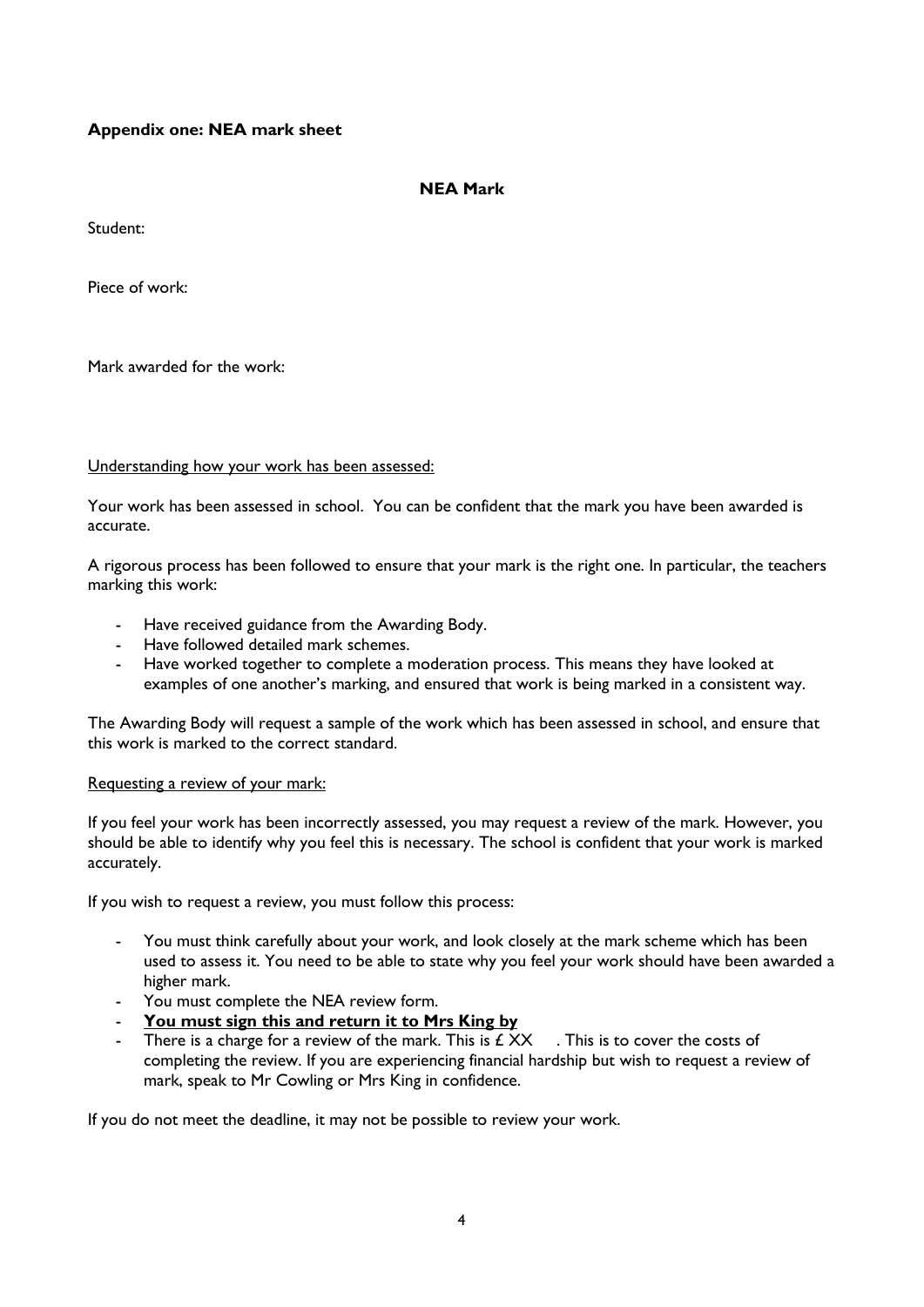**Appendix one: NEA mark sheet**

**NEA Mark**

Student:

Piece of work:

Mark awarded for the work:

Understanding how your work has been assessed:

Your work has been assessed in school. You can be confident that the mark you have been awarded is accurate.

A rigorous process has been followed to ensure that your mark is the right one. In particular, the teachers marking this work:

- Have received guidance from the Awarding Body.
- Have followed detailed mark schemes.
- Have worked together to complete a moderation process. This means they have looked at examples of one another's marking, and ensured that work is being marked in a consistent way.

The Awarding Body will request a sample of the work which has been assessed in school, and ensure that this work is marked to the correct standard.

Requesting a review of your mark:

If you feel your work has been incorrectly assessed, you may request a review of the mark. However, you should be able to identify why you feel this is necessary. The school is confident that your work is marked accurately.

If you wish to request a review, you must follow this process:

- You must think carefully about your work, and look closely at the mark scheme which has been used to assess it. You need to be able to state why you feel your work should have been awarded a higher mark.
- You must complete the NEA review form.
- **You must sign this and return it to Mrs King by**
- There is a charge for a review of the mark. This is £ XX . This is to cover the costs of completing the review. If you are experiencing financial hardship but wish to request a review of mark, speak to Mr Cowling or Mrs King in confidence.

If you do not meet the deadline, it may not be possible to review your work.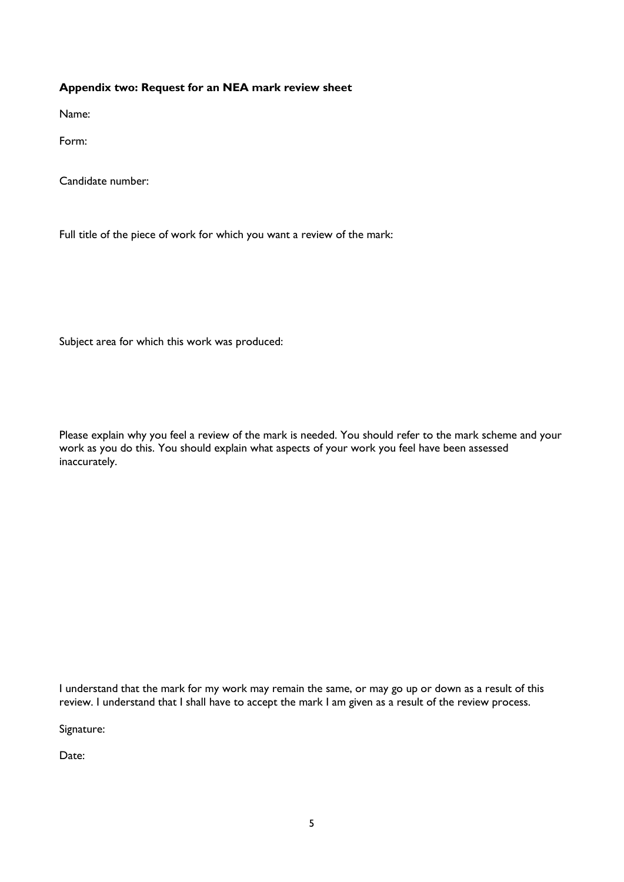**Appendix two: Request for an NEA mark review sheet**

Name:

Form:

Candidate number:

Full title of the piece of work for which you want a review of the mark:

Subject area for which this work was produced:

Please explain why you feel a review of the mark is needed. You should refer to the mark scheme and your work as you do this. You should explain what aspects of your work you feel have been assessed inaccurately.

I understand that the mark for my work may remain the same, or may go up or down as a result of this review. I understand that I shall have to accept the mark I am given as a result of the review process.

Signature:

Date: